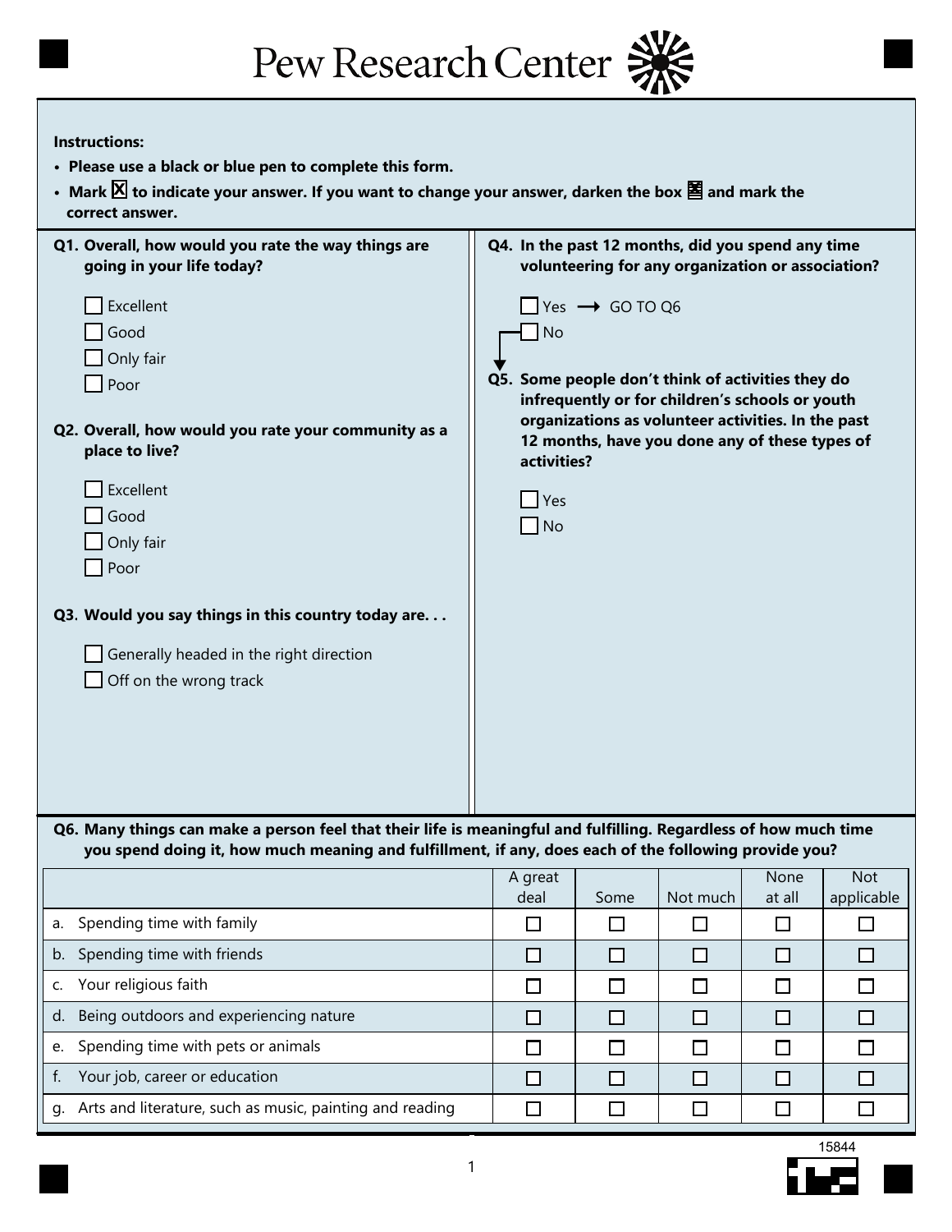# Pew Research Center

**Instructions:**

- **Please use a black or blue pen to complete this form.**
- **Mark ☒ to indicate your answer. If you want to change your answer, darken the box ■ and mark the correct answer.**

**Q1. Overall, how would you rate the way things are going in your life today?**

- ☐ Excellent
- ☐ Good
- ☐ Only fair
- ☐ Poor

**Q2. Overall, how would you rate your community as a place to live?**

- ☐ Excellent
- ☐ Good
- ☐ Only fair
- ☐ Poor

**Q3. Would you say things in this country today are. . .**

- ☐ Generally headed in the right direction
- ☐ Off on the wrong track

**Q4. In the past 12 months, did you spend any time volunteering for any organization or association?**

- ☐ Yes → GO TO Q6
- ☐ No

**Q5. Some people don't think of activities they do infrequently or for children's schools or youth organizations as volunteer activities. In the past 12 months, have you done any of these types of activities?**

- ☐ Yes
- ☐ No

**Q6. Many things can make a person feel that their life is meaningful and fulfilling. Regardless of how much time you spend doing it, how much meaning and fulfillment, if any, does each of the following provide you?**

| | A great deal | Some | Not much | None at all | Not applicable |
|---|---|---|---|---|---|
| a. Spending time with family | ☐ | ☐ | ☐ | ☐ | ☐ |
| b. Spending time with friends | ☐ | ☐ | ☐ | ☐ | ☐ |
| c. Your religious faith | ☐ | ☐ | ☐ | ☐ | ☐ |
| d. Being outdoors and experiencing nature | ☐ | ☐ | ☐ | ☐ | ☐ |
| e. Spending time with pets or animals | ☐ | ☐ | ☐ | ☐ | ☐ |
| f. Your job, career or education | ☐ | ☐ | ☐ | ☐ | ☐ |
| g. Arts and literature, such as music, painting and reading | ☐ | ☐ | ☐ | ☐ | ☐ |

15844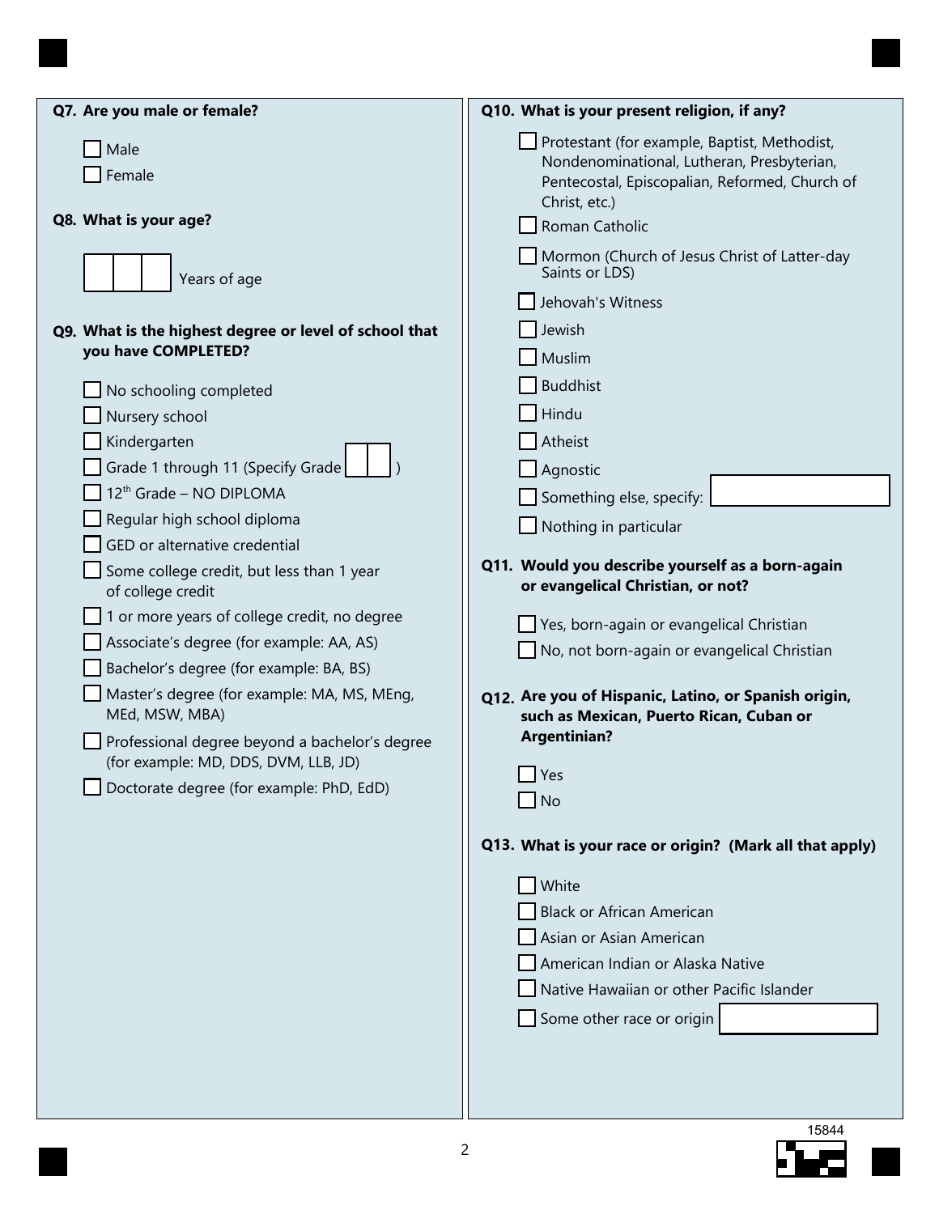**Q7. Are you male or female?**

- ☐ Male
- ☐ Female

**Q8. What is your age?**

☐☐☐ Years of age

**Q9. What is the highest degree or level of school that you have COMPLETED?**

- ☐ No schooling completed
- ☐ Nursery school
- ☐ Kindergarten
- ☐ Grade 1 through 11 (Specify Grade ☐☐ )
- ☐ 12th Grade – NO DIPLOMA
- ☐ Regular high school diploma
- ☐ GED or alternative credential
- ☐ Some college credit, but less than 1 year of college credit
- ☐ 1 or more years of college credit, no degree
- ☐ Associate's degree (for example: AA, AS)
- ☐ Bachelor's degree (for example: BA, BS)
- ☐ Master's degree (for example: MA, MS, MEng, MEd, MSW, MBA)
- ☐ Professional degree beyond a bachelor's degree (for example: MD, DDS, DVM, LLB, JD)
- ☐ Doctorate degree (for example: PhD, EdD)

**Q10. What is your present religion, if any?**

- ☐ Protestant (for example, Baptist, Methodist, Nondenominational, Lutheran, Presbyterian, Pentecostal, Episcopalian, Reformed, Church of Christ, etc.)
- ☐ Roman Catholic
- ☐ Mormon (Church of Jesus Christ of Latter-day Saints or LDS)
- ☐ Jehovah's Witness
- ☐ Jewish
- ☐ Muslim
- ☐ Buddhist
- ☐ Hindu
- ☐ Atheist
- ☐ Agnostic
- ☐ Something else, specify: ______________
- ☐ Nothing in particular

**Q11. Would you describe yourself as a born-again or evangelical Christian, or not?**

- ☐ Yes, born-again or evangelical Christian
- ☐ No, not born-again or evangelical Christian

**Q12. Are you of Hispanic, Latino, or Spanish origin, such as Mexican, Puerto Rican, Cuban or Argentinian?**

- ☐ Yes
- ☐ No

**Q13. What is your race or origin? (Mark all that apply)**

- ☐ White
- ☐ Black or African American
- ☐ Asian or Asian American
- ☐ American Indian or Alaska Native
- ☐ Native Hawaiian or other Pacific Islander
- ☐ Some other race or origin ______________

15844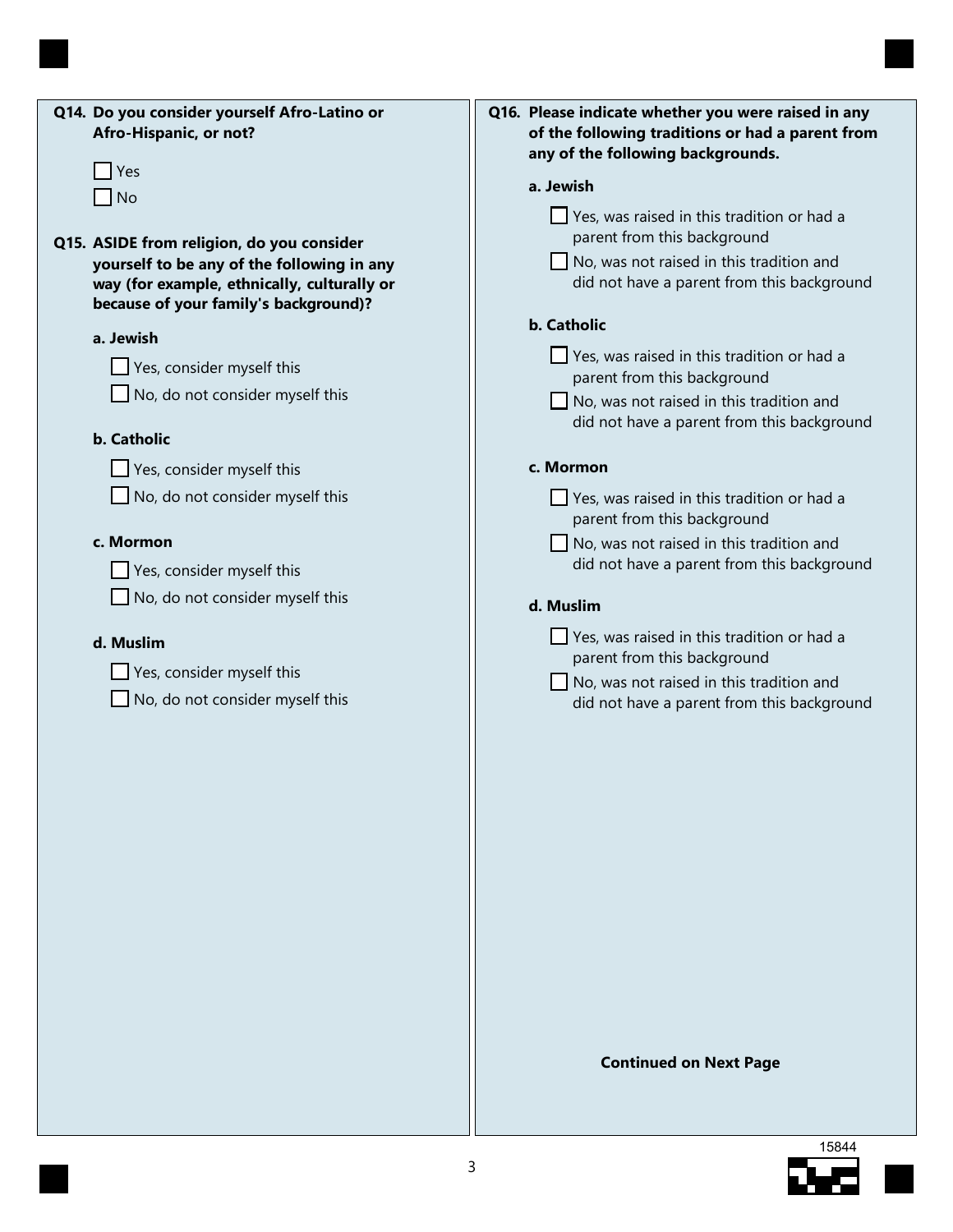**Q14. Do you consider yourself Afro-Latino or Afro-Hispanic, or not?**

- ☐ Yes
- ☐ No

**Q15. ASIDE from religion, do you consider yourself to be any of the following in any way (for example, ethnically, culturally or because of your family's background)?**

**a. Jewish**

- ☐ Yes, consider myself this
- ☐ No, do not consider myself this

**b. Catholic**

- ☐ Yes, consider myself this
- ☐ No, do not consider myself this

**c. Mormon**

- ☐ Yes, consider myself this
- ☐ No, do not consider myself this

**d. Muslim**

- ☐ Yes, consider myself this
- ☐ No, do not consider myself this

**Q16. Please indicate whether you were raised in any of the following traditions or had a parent from any of the following backgrounds.**

**a. Jewish**

- ☐ Yes, was raised in this tradition or had a parent from this background
- ☐ No, was not raised in this tradition and did not have a parent from this background

**b. Catholic**

- ☐ Yes, was raised in this tradition or had a parent from this background
- ☐ No, was not raised in this tradition and did not have a parent from this background

**c. Mormon**

- ☐ Yes, was raised in this tradition or had a parent from this background
- ☐ No, was not raised in this tradition and did not have a parent from this background

**d. Muslim**

- ☐ Yes, was raised in this tradition or had a parent from this background
- ☐ No, was not raised in this tradition and did not have a parent from this background

**Continued on Next Page**

15844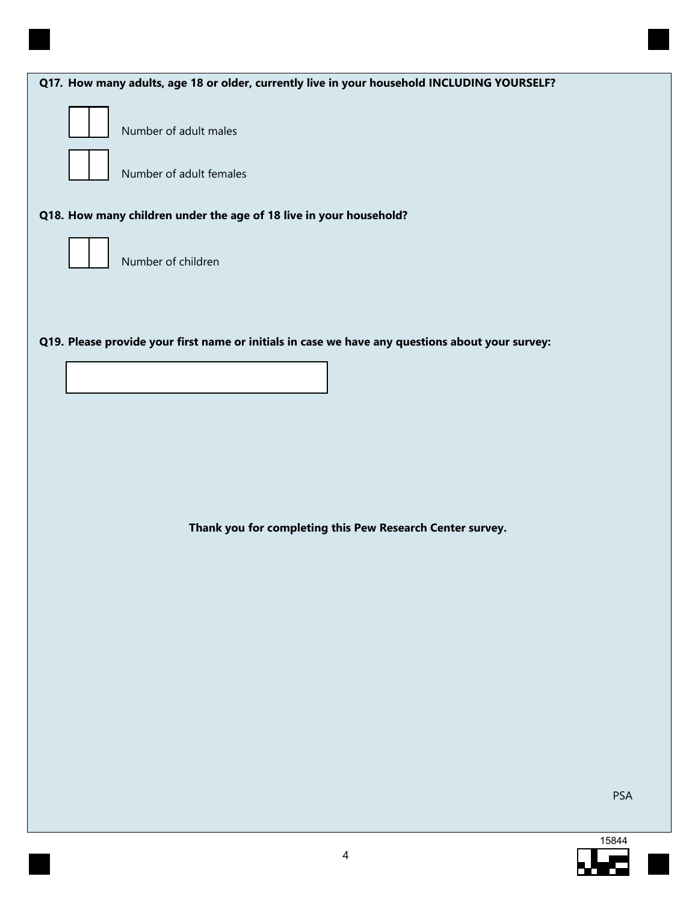**Q17. How many adults, age 18 or older, currently live in your household INCLUDING YOURSELF?**

Number of adult males

Number of adult females

**Q18. How many children under the age of 18 live in your household?**

Number of children

**Q19. Please provide your first name or initials in case we have any questions about your survey:**

**Thank you for completing this Pew Research Center survey.**

PSA

15844